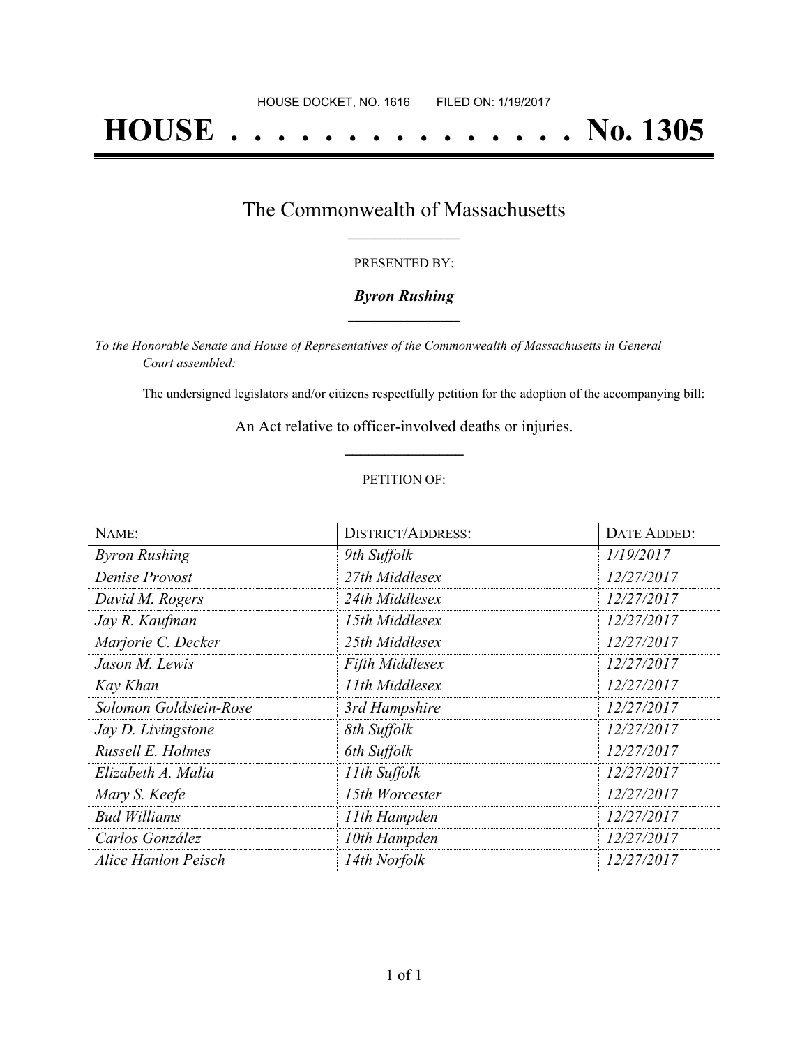HOUSE DOCKET, NO. 1616 FILED ON: 1/19/2017

# HOUSE . . . . . . . . . . . . . . . No. 1305

## The Commonwealth of Massachusetts

PRESENTED BY:

***Byron Rushing***

*To the Honorable Senate and House of Representatives of the Commonwealth of Massachusetts in General Court assembled:*

The undersigned legislators and/or citizens respectfully petition for the adoption of the accompanying bill:

An Act relative to officer-involved deaths or injuries.

PETITION OF:

| NAME: | DISTRICT/ADDRESS: | DATE ADDED: |
|---|---|---|
| *Byron Rushing* | *9th Suffolk* | *1/19/2017* |
| *Denise Provost* | *27th Middlesex* | *12/27/2017* |
| *David M. Rogers* | *24th Middlesex* | *12/27/2017* |
| *Jay R. Kaufman* | *15th Middlesex* | *12/27/2017* |
| *Marjorie C. Decker* | *25th Middlesex* | *12/27/2017* |
| *Jason M. Lewis* | *Fifth Middlesex* | *12/27/2017* |
| *Kay Khan* | *11th Middlesex* | *12/27/2017* |
| *Solomon Goldstein-Rose* | *3rd Hampshire* | *12/27/2017* |
| *Jay D. Livingstone* | *8th Suffolk* | *12/27/2017* |
| *Russell E. Holmes* | *6th Suffolk* | *12/27/2017* |
| *Elizabeth A. Malia* | *11th Suffolk* | *12/27/2017* |
| *Mary S. Keefe* | *15th Worcester* | *12/27/2017* |
| *Bud Williams* | *11th Hampden* | *12/27/2017* |
| *Carlos González* | *10th Hampden* | *12/27/2017* |
| *Alice Hanlon Peisch* | *14th Norfolk* | *12/27/2017* |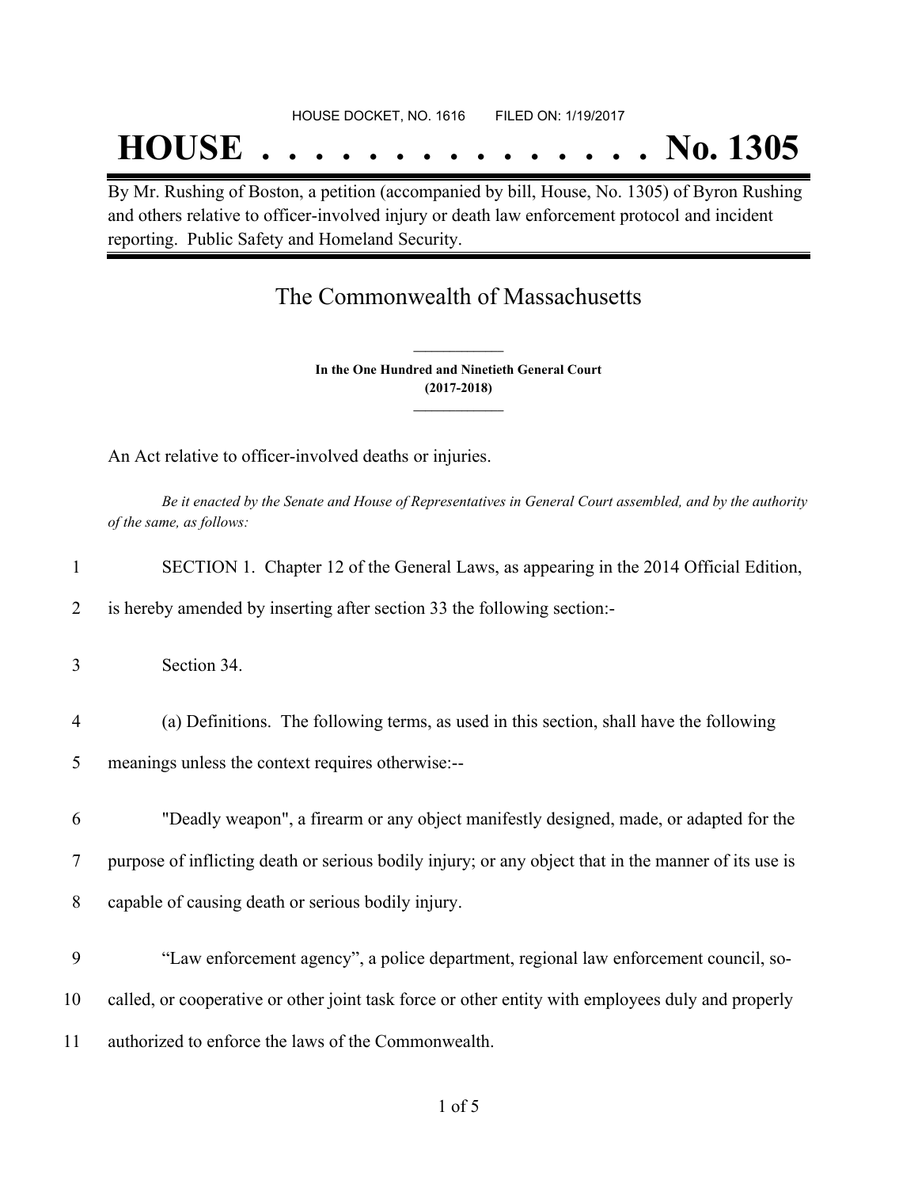HOUSE DOCKET, NO. 1616 FILED ON: 1/19/2017

# HOUSE . . . . . . . . . . . . . . . No. 1305

By Mr. Rushing of Boston, a petition (accompanied by bill, House, No. 1305) of Byron Rushing and others relative to officer-involved injury or death law enforcement protocol and incident reporting. Public Safety and Homeland Security.

## The Commonwealth of Massachusetts

**In the One Hundred and Ninetieth General Court**
**(2017-2018)**

An Act relative to officer-involved deaths or injuries.

*Be it enacted by the Senate and House of Representatives in General Court assembled, and by the authority of the same, as follows:*

1 SECTION 1. Chapter 12 of the General Laws, as appearing in the 2014 Official Edition,
2 is hereby amended by inserting after section 33 the following section:-

3 Section 34.

4 (a) Definitions. The following terms, as used in this section, shall have the following
5 meanings unless the context requires otherwise:--

6 "Deadly weapon", a firearm or any object manifestly designed, made, or adapted for the
7 purpose of inflicting death or serious bodily injury; or any object that in the manner of its use is
8 capable of causing death or serious bodily injury.

9 "Law enforcement agency", a police department, regional law enforcement council, so-
10 called, or cooperative or other joint task force or other entity with employees duly and properly
11 authorized to enforce the laws of the Commonwealth.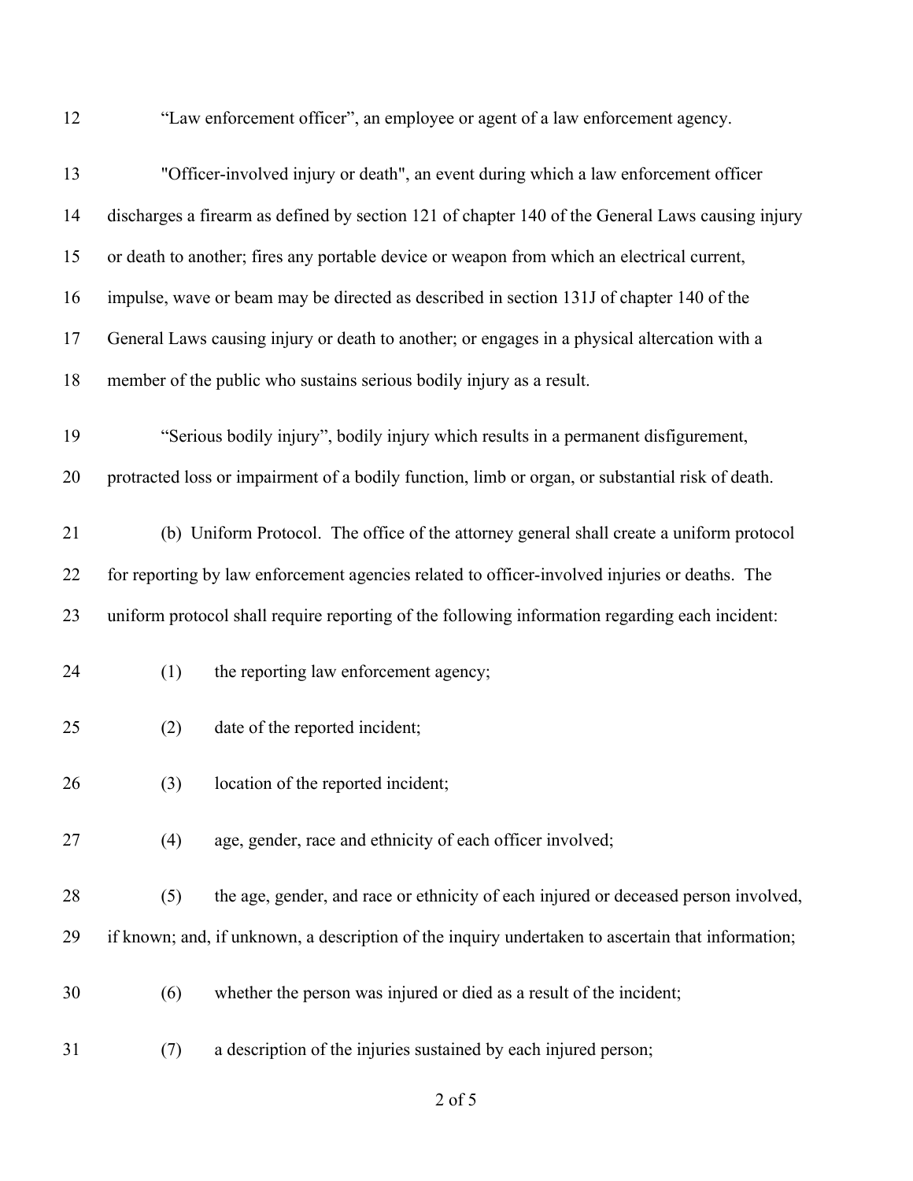"Law enforcement officer", an employee or agent of a law enforcement agency.

"Officer-involved injury or death", an event during which a law enforcement officer discharges a firearm as defined by section 121 of chapter 140 of the General Laws causing injury or death to another; fires any portable device or weapon from which an electrical current, impulse, wave or beam may be directed as described in section 131J of chapter 140 of the General Laws causing injury or death to another; or engages in a physical altercation with a member of the public who sustains serious bodily injury as a result.

"Serious bodily injury", bodily injury which results in a permanent disfigurement, protracted loss or impairment of a bodily function, limb or organ, or substantial risk of death.

(b) Uniform Protocol. The office of the attorney general shall create a uniform protocol for reporting by law enforcement agencies related to officer-involved injuries or deaths. The uniform protocol shall require reporting of the following information regarding each incident:

(1) the reporting law enforcement agency;

(2) date of the reported incident;

(3) location of the reported incident;

(4) age, gender, race and ethnicity of each officer involved;

(5) the age, gender, and race or ethnicity of each injured or deceased person involved, if known; and, if unknown, a description of the inquiry undertaken to ascertain that information;

(6) whether the person was injured or died as a result of the incident;

(7) a description of the injuries sustained by each injured person;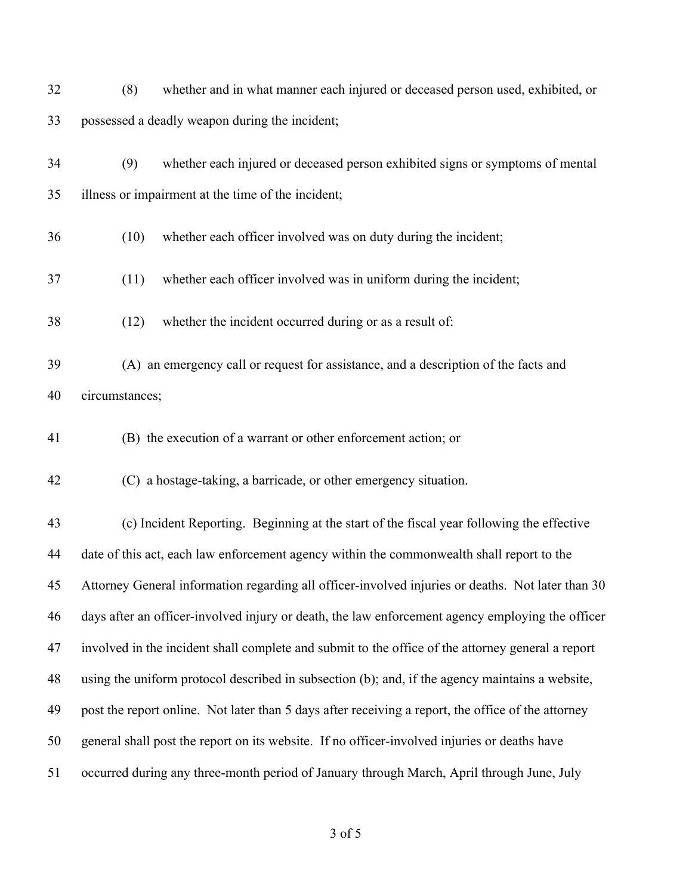(8) whether and in what manner each injured or deceased person used, exhibited, or possessed a deadly weapon during the incident;

(9) whether each injured or deceased person exhibited signs or symptoms of mental illness or impairment at the time of the incident;

(10) whether each officer involved was on duty during the incident;

(11) whether each officer involved was in uniform during the incident;

(12) whether the incident occurred during or as a result of:

(A) an emergency call or request for assistance, and a description of the facts and circumstances;

(B) the execution of a warrant or other enforcement action; or

(C) a hostage-taking, a barricade, or other emergency situation.

(c) Incident Reporting. Beginning at the start of the fiscal year following the effective date of this act, each law enforcement agency within the commonwealth shall report to the Attorney General information regarding all officer-involved injuries or deaths. Not later than 30 days after an officer-involved injury or death, the law enforcement agency employing the officer involved in the incident shall complete and submit to the office of the attorney general a report using the uniform protocol described in subsection (b); and, if the agency maintains a website, post the report online. Not later than 5 days after receiving a report, the office of the attorney general shall post the report on its website. If no officer-involved injuries or deaths have occurred during any three-month period of January through March, April through June, July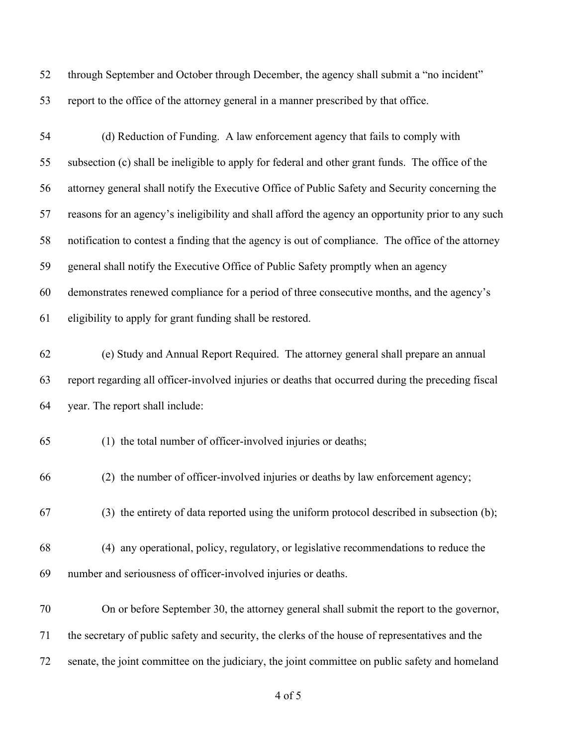through September and October through December, the agency shall submit a "no incident" report to the office of the attorney general in a manner prescribed by that office.

(d) Reduction of Funding. A law enforcement agency that fails to comply with subsection (c) shall be ineligible to apply for federal and other grant funds. The office of the attorney general shall notify the Executive Office of Public Safety and Security concerning the reasons for an agency's ineligibility and shall afford the agency an opportunity prior to any such notification to contest a finding that the agency is out of compliance. The office of the attorney general shall notify the Executive Office of Public Safety promptly when an agency demonstrates renewed compliance for a period of three consecutive months, and the agency's eligibility to apply for grant funding shall be restored.

(e) Study and Annual Report Required. The attorney general shall prepare an annual report regarding all officer-involved injuries or deaths that occurred during the preceding fiscal year. The report shall include:

(1) the total number of officer-involved injuries or deaths;

(2) the number of officer-involved injuries or deaths by law enforcement agency;

(3) the entirety of data reported using the uniform protocol described in subsection (b);

(4) any operational, policy, regulatory, or legislative recommendations to reduce the number and seriousness of officer-involved injuries or deaths.

On or before September 30, the attorney general shall submit the report to the governor, the secretary of public safety and security, the clerks of the house of representatives and the senate, the joint committee on the judiciary, the joint committee on public safety and homeland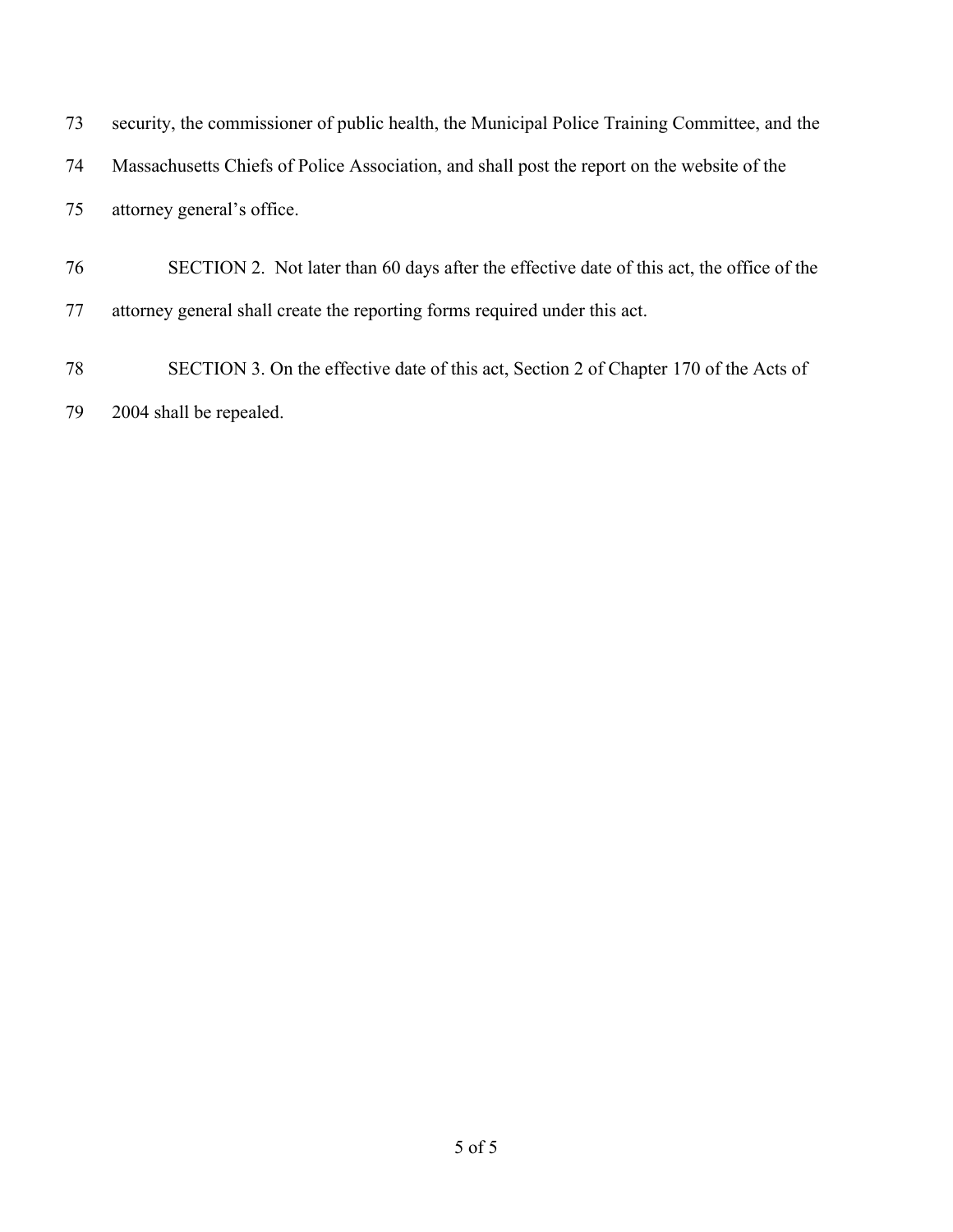security, the commissioner of public health, the Municipal Police Training Committee, and the Massachusetts Chiefs of Police Association, and shall post the report on the website of the attorney general's office.

SECTION 2. Not later than 60 days after the effective date of this act, the office of the attorney general shall create the reporting forms required under this act.

SECTION 3. On the effective date of this act, Section 2 of Chapter 170 of the Acts of 2004 shall be repealed.